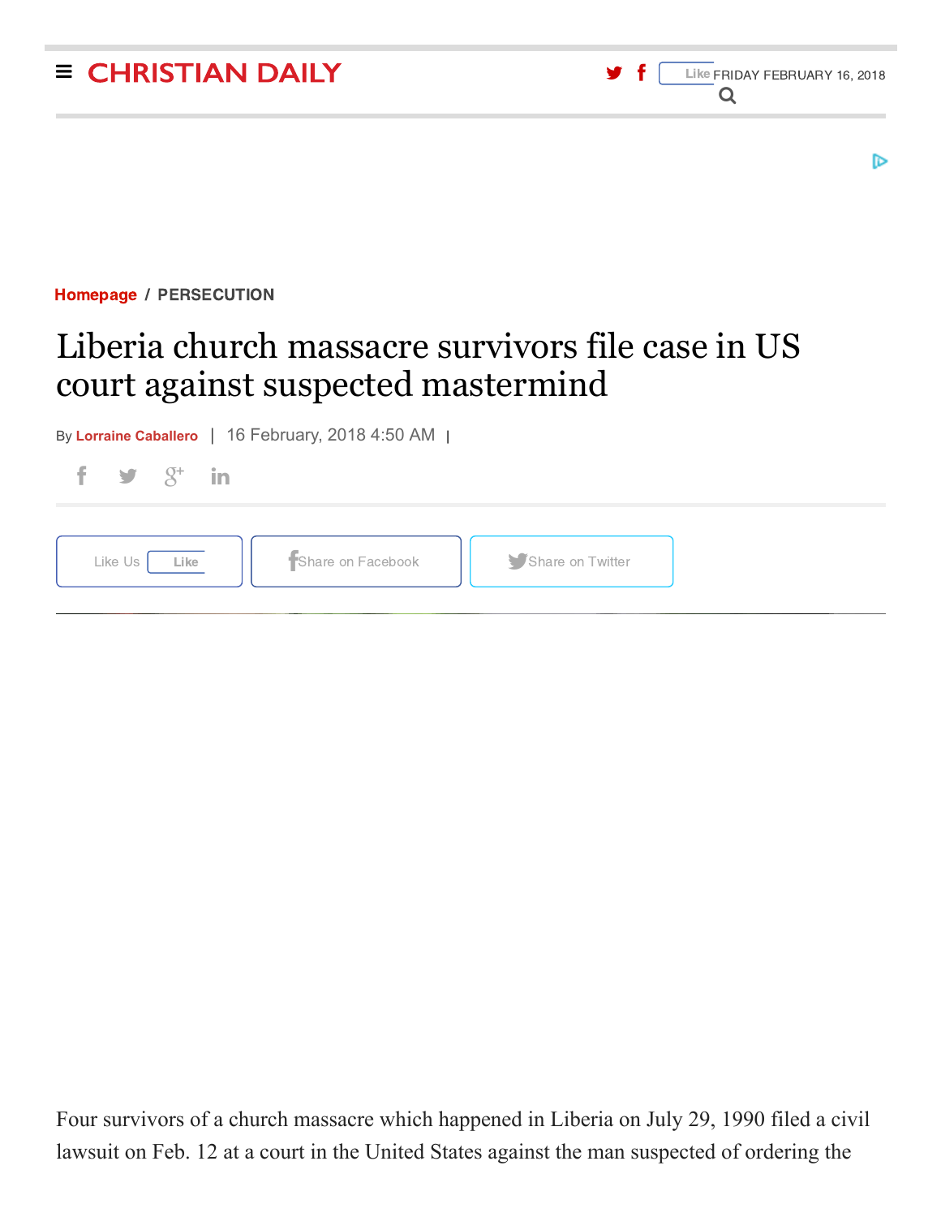Homepage / PERSECUTION

# Liberia church massacre survivors file case in US court against suspected mastermind

By Lorraine Caballero | 16 February, 2018 4:50 AM |

Four survivors of a church massacre which happened in Liberia on July 29, 1990 filed a civil lawsuit on Feb. 12 at a court in the United States against the man suspected of ordering the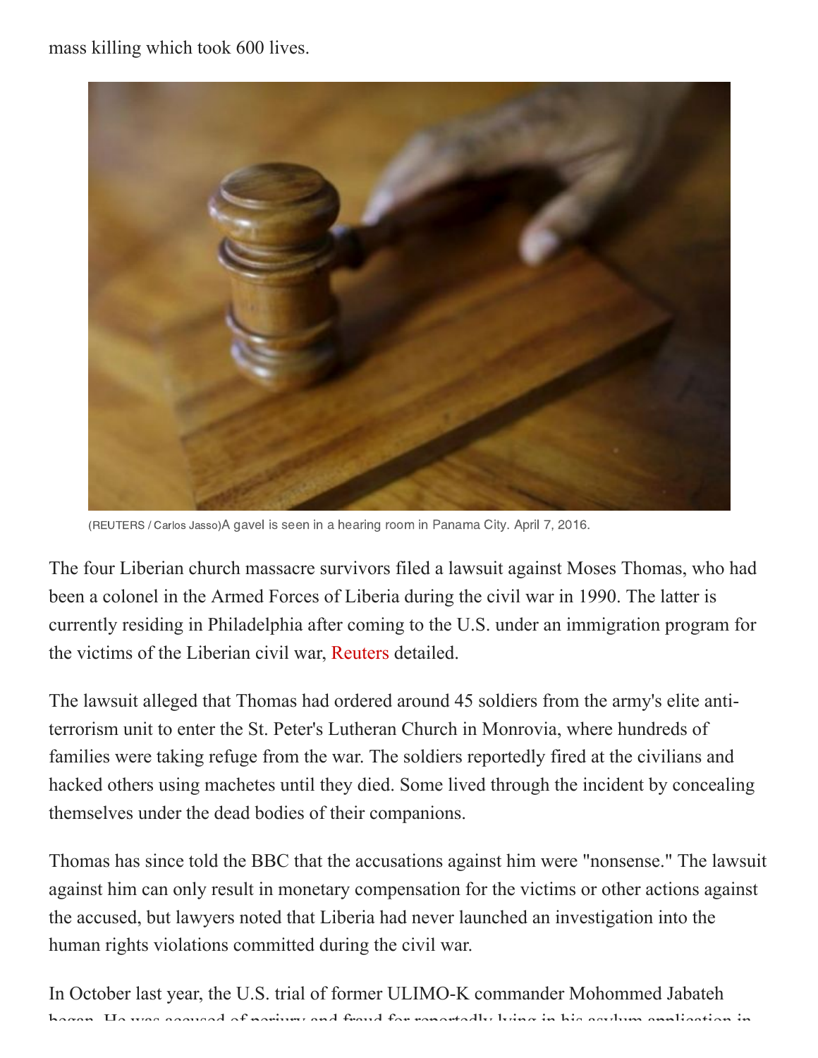mass killing which took 600 lives.

(REUTERS / Carlos Jasso)A gavel is seen in a hearing room in Panama City. April 7, 2016.

The four Liberian church massacre survivors filed a lawsuit against Moses Thomas, who had been a colonel in the Armed Forces of Liberia during the civil war in 1990. The latter is currently residing in Philadelphia after coming to the U.S. under an immigration program for the victims of the Liberian civil war, Reuters detailed.

The lawsuit alleged that Thomas had ordered around 45 soldiers from the army's elite anti-terrorism unit to enter the St. Peter's Lutheran Church in Monrovia, where hundreds of families were taking refuge from the war. The soldiers reportedly fired at the civilians and hacked others using machetes until they died. Some lived through the incident by concealing themselves under the dead bodies of their companions.

Thomas has since told the BBC that the accusations against him were "nonsense." The lawsuit against him can only result in monetary compensation for the victims or other actions against the accused, but lawyers noted that Liberia had never launched an investigation into the human rights violations committed during the civil war.

In October last year, the U.S. trial of former ULIMO-K commander Mohommed Jabateh began. He was accused of perjury and fraud for reportedly lying in his asylum application in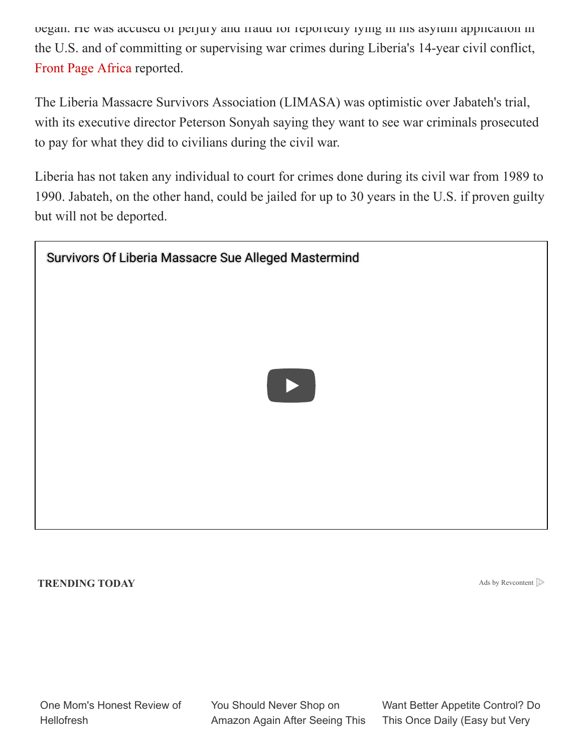began. He was accused of perjury and fraud for reportedly lying in his asylum application in the U.S. and of committing or supervising war crimes during Liberia's 14-year civil conflict, Front Page Africa reported.

The Liberia Massacre Survivors Association (LIMASA) was optimistic over Jabateh's trial, with its executive director Peterson Sonyah saying they want to see war criminals prosecuted to pay for what they did to civilians during the civil war.

Liberia has not taken any individual to court for crimes done during its civil war from 1989 to 1990. Jabateh, on the other hand, could be jailed for up to 30 years in the U.S. if proven guilty but will not be deported.

Survivors Of Liberia Massacre Sue Alleged Mastermind

**TRENDING TODAY**

Ads by Revcontent

One Mom's Honest Review of Hellofresh

You Should Never Shop on Amazon Again After Seeing This

Want Better Appetite Control? Do This Once Daily (Easy but Very